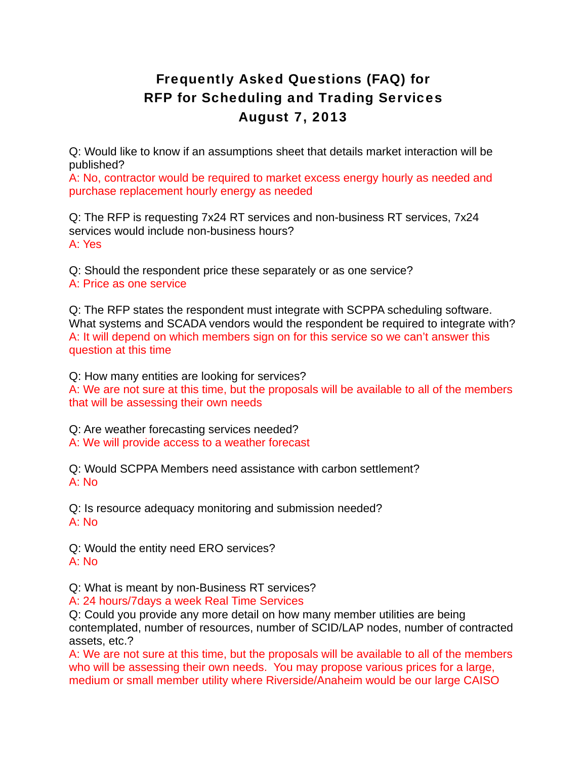# Frequently Asked Questions (FAQ) for RFP for Scheduling and Trading Services August 7, 2013

Q: Would like to know if an assumptions sheet that details market interaction will be published?
A: No, contractor would be required to market excess energy hourly as needed and purchase replacement hourly energy as needed

Q: The RFP is requesting 7x24 RT services and non-business RT services, 7x24 services would include non-business hours?
A: Yes

Q: Should the respondent price these separately or as one service?
A: Price as one service

Q: The RFP states the respondent must integrate with SCPPA scheduling software. What systems and SCADA vendors would the respondent be required to integrate with?
A: It will depend on which members sign on for this service so we can't answer this question at this time

Q: How many entities are looking for services?
A: We are not sure at this time, but the proposals will be available to all of the members that will be assessing their own needs

Q: Are weather forecasting services needed?
A: We will provide access to a weather forecast

Q: Would SCPPA Members need assistance with carbon settlement?
A: No

Q: Is resource adequacy monitoring and submission needed?
A: No

Q: Would the entity need ERO services?
A: No

Q: What is meant by non-Business RT services?
A: 24 hours/7days a week Real Time Services
Q: Could you provide any more detail on how many member utilities are being contemplated, number of resources, number of SCID/LAP nodes, number of contracted assets, etc.?
A: We are not sure at this time, but the proposals will be available to all of the members who will be assessing their own needs. You may propose various prices for a large, medium or small member utility where Riverside/Anaheim would be our large CAISO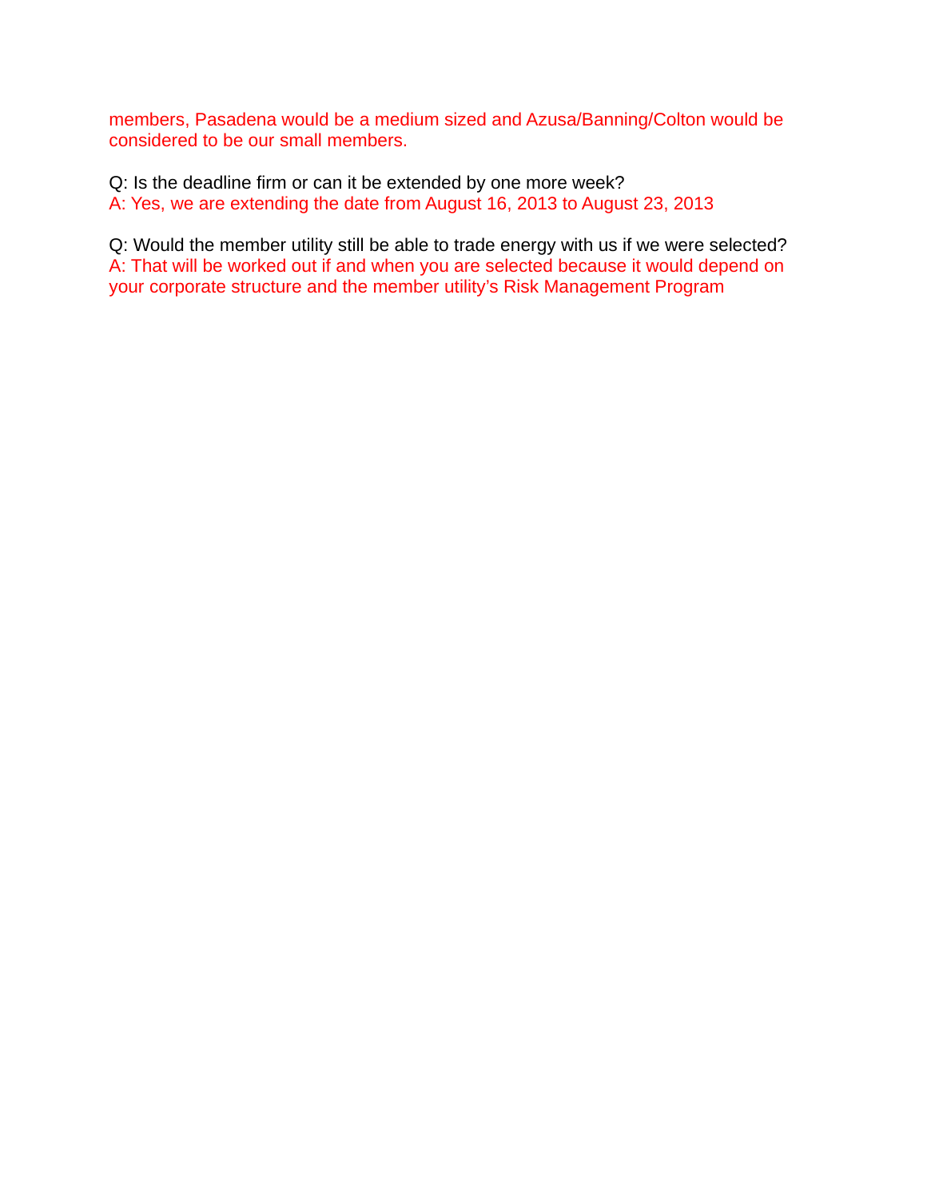members, Pasadena would be a medium sized and Azusa/Banning/Colton would be considered to be our small members.

Q: Is the deadline firm or can it be extended by one more week?
A: Yes, we are extending the date from August 16, 2013 to August 23, 2013

Q: Would the member utility still be able to trade energy with us if we were selected?
A: That will be worked out if and when you are selected because it would depend on your corporate structure and the member utility's Risk Management Program